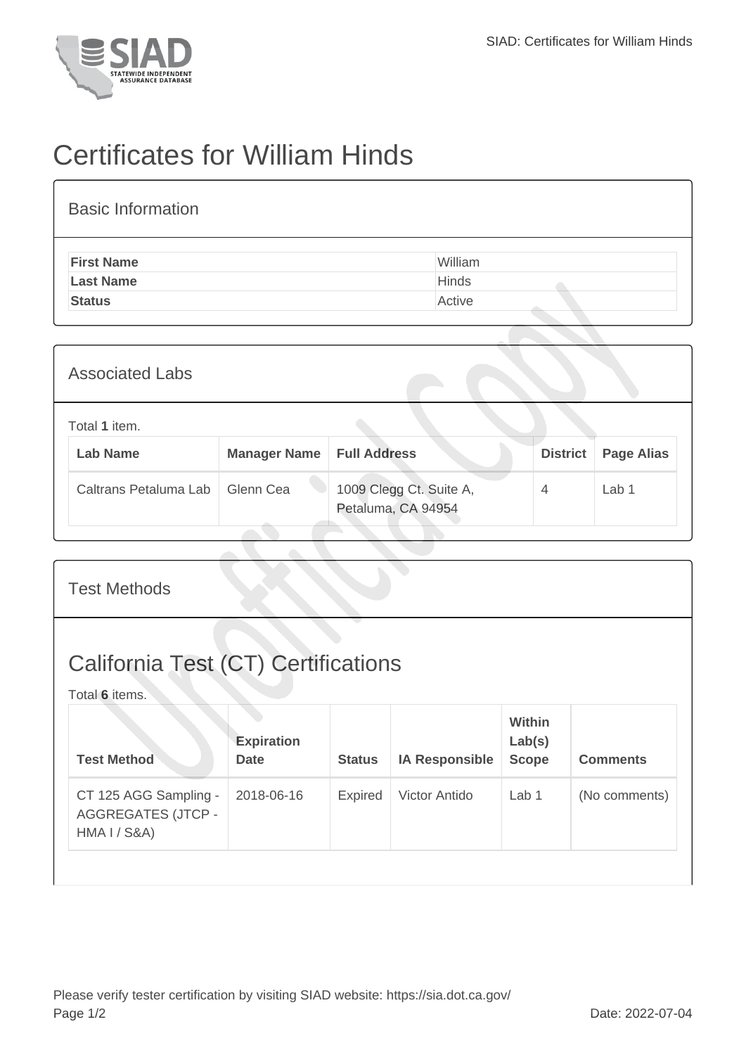# Certificates for William Hinds

## Basic Information

| | |
|---|---|
| **First Name** | William |
| **Last Name** | Hinds |
| **Status** | Active |

## Associated Labs

Total **1** item.

| Lab Name | Manager Name | Full Address | District | Page Alias |
|---|---|---|---|---|
| Caltrans Petaluma Lab | Glenn Cea | 1009 Clegg Ct. Suite A, Petaluma, CA 94954 | 4 | Lab 1 |

## Test Methods

## California Test (CT) Certifications

Total **6** items.

| Test Method | Expiration Date | Status | IA Responsible | Within Lab(s) Scope | Comments |
|---|---|---|---|---|---|
| CT 125 AGG Sampling - AGGREGATES (JTCP - HMA I / S&A) | 2018-06-16 | Expired | Victor Antido | Lab 1 | (No comments) |

Please verify tester certification by visiting SIAD website: https://sia.dot.ca.gov/

Date: 2022-07-04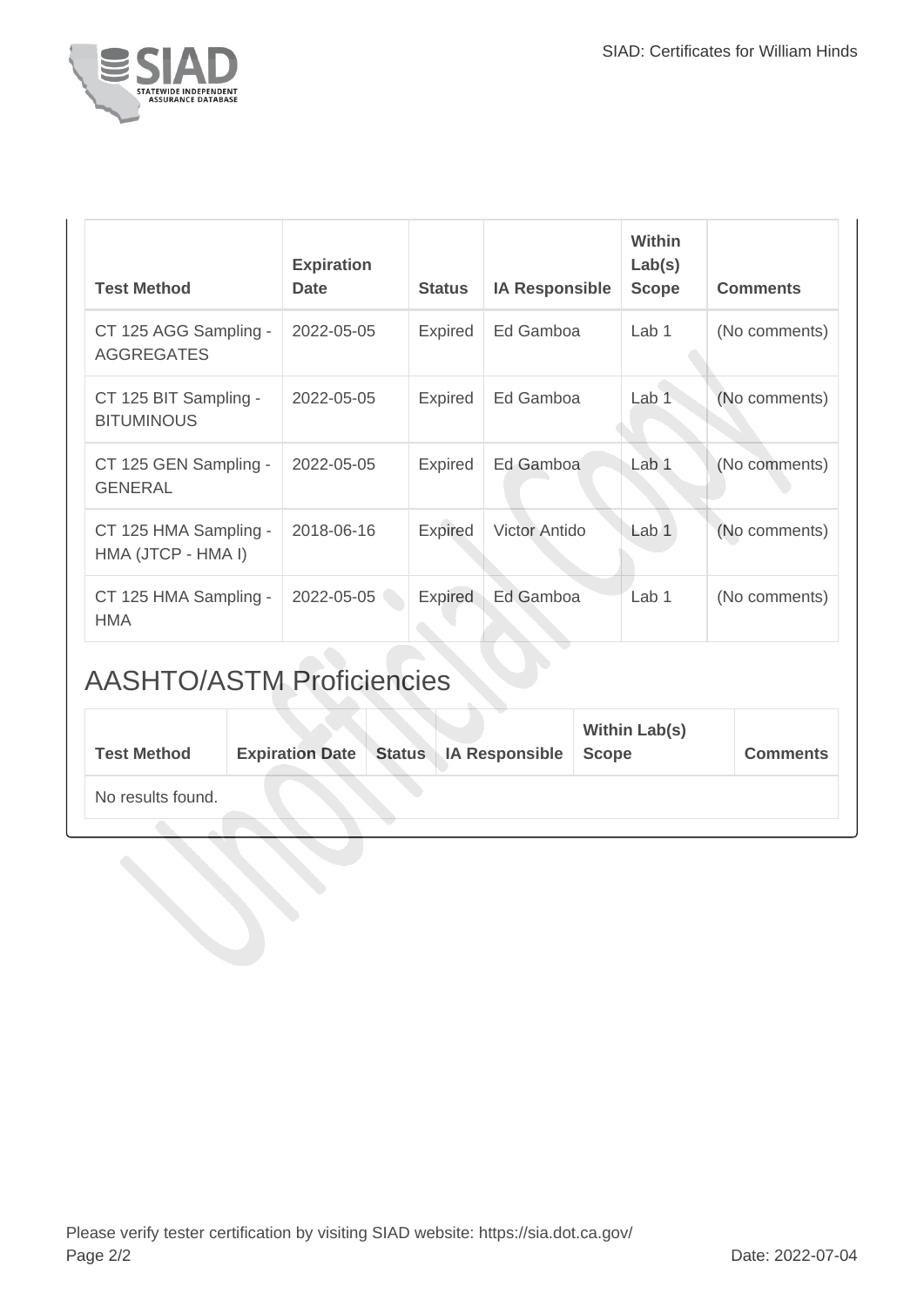| Test Method | Expiration Date | Status | IA Responsible | Within Lab(s) Scope | Comments |
| --- | --- | --- | --- | --- | --- |
| CT 125 AGG Sampling - AGGREGATES | 2022-05-05 | Expired | Ed Gamboa | Lab 1 | (No comments) |
| CT 125 BIT Sampling - BITUMINOUS | 2022-05-05 | Expired | Ed Gamboa | Lab 1 | (No comments) |
| CT 125 GEN Sampling - GENERAL | 2022-05-05 | Expired | Ed Gamboa | Lab 1 | (No comments) |
| CT 125 HMA Sampling - HMA (JTCP - HMA I) | 2018-06-16 | Expired | Victor Antido | Lab 1 | (No comments) |
| CT 125 HMA Sampling - HMA | 2022-05-05 | Expired | Ed Gamboa | Lab 1 | (No comments) |

## AASHTO/ASTM Proficiencies

| Test Method | Expiration Date | Status | IA Responsible | Within Lab(s) Scope | Comments |
| --- | --- | --- | --- | --- | --- |
| No results found. | | | | | |

Please verify tester certification by visiting SIAD website: https://sia.dot.ca.gov/

Date: 2022-07-04